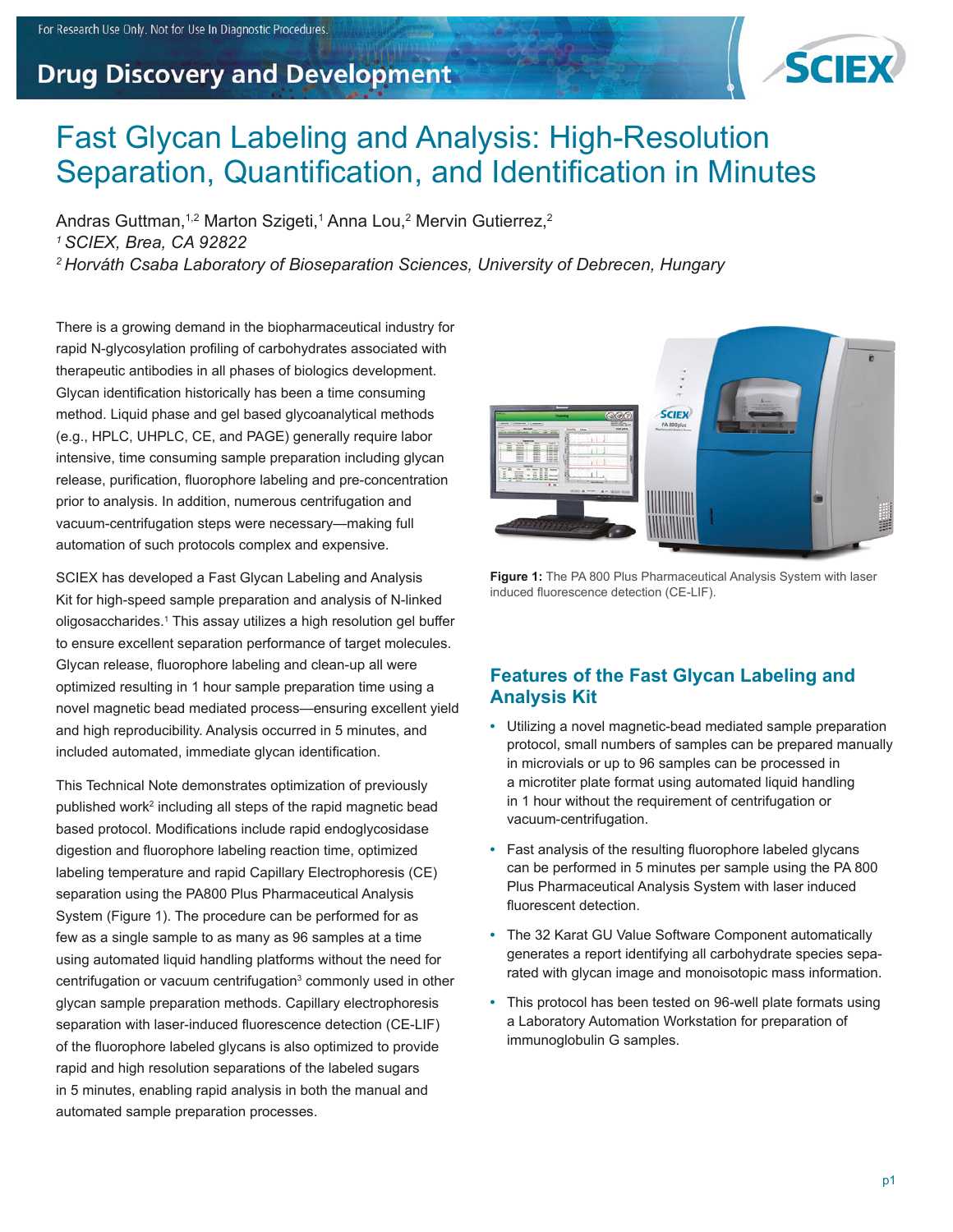# Fast Glycan Labeling and Analysis: High-Resolution Separation, Quantification, and Identification in Minutes

Andras Guttman,[1,2] Marton Szigeti,[1] Anna Lou,[2] Mervin Gutierrez,[2]

*[1] SCIEX, Brea, CA 92822*

*[2] Horváth Csaba Laboratory of Bioseparation Sciences, University of Debrecen, Hungary*

There is a growing demand in the biopharmaceutical industry for rapid N-glycosylation profiling of carbohydrates associated with therapeutic antibodies in all phases of biologics development. Glycan identification historically has been a time consuming method. Liquid phase and gel based glycoanalytical methods (e.g., HPLC, UHPLC, CE, and PAGE) generally require labor intensive, time consuming sample preparation including glycan release, purification, fluorophore labeling and pre-concentration prior to analysis. In addition, numerous centrifugation and vacuum-centrifugation steps were necessary—making full automation of such protocols complex and expensive.

SCIEX has developed a Fast Glycan Labeling and Analysis Kit for high-speed sample preparation and analysis of N-linked oligosaccharides.[1] This assay utilizes a high resolution gel buffer to ensure excellent separation performance of target molecules. Glycan release, fluorophore labeling and clean-up all were optimized resulting in 1 hour sample preparation time using a novel magnetic bead mediated process—ensuring excellent yield and high reproducibility. Analysis occurred in 5 minutes, and included automated, immediate glycan identification.

This Technical Note demonstrates optimization of previously published work[2] including all steps of the rapid magnetic bead based protocol. Modifications include rapid endoglycosidase digestion and fluorophore labeling reaction time, optimized labeling temperature and rapid Capillary Electrophoresis (CE) separation using the PA800 Plus Pharmaceutical Analysis System (Figure 1). The procedure can be performed for as few as a single sample to as many as 96 samples at a time using automated liquid handling platforms without the need for centrifugation or vacuum centrifugation[3] commonly used in other glycan sample preparation methods. Capillary electrophoresis separation with laser-induced fluorescence detection (CE-LIF) of the fluorophore labeled glycans is also optimized to provide rapid and high resolution separations of the labeled sugars in 5 minutes, enabling rapid analysis in both the manual and automated sample preparation processes.

**Figure 1:** The PA 800 Plus Pharmaceutical Analysis System with laser induced fluorescence detection (CE-LIF).

## Features of the Fast Glycan Labeling and Analysis Kit

- Utilizing a novel magnetic-bead mediated sample preparation protocol, small numbers of samples can be prepared manually in microvials or up to 96 samples can be processed in a microtiter plate format using automated liquid handling in 1 hour without the requirement of centrifugation or vacuum-centrifugation.
- Fast analysis of the resulting fluorophore labeled glycans can be performed in 5 minutes per sample using the PA 800 Plus Pharmaceutical Analysis System with laser induced fluorescent detection.
- The 32 Karat GU Value Software Component automatically generates a report identifying all carbohydrate species separated with glycan image and monoisotopic mass information.
- This protocol has been tested on 96-well plate formats using a Laboratory Automation Workstation for preparation of immunoglobulin G samples.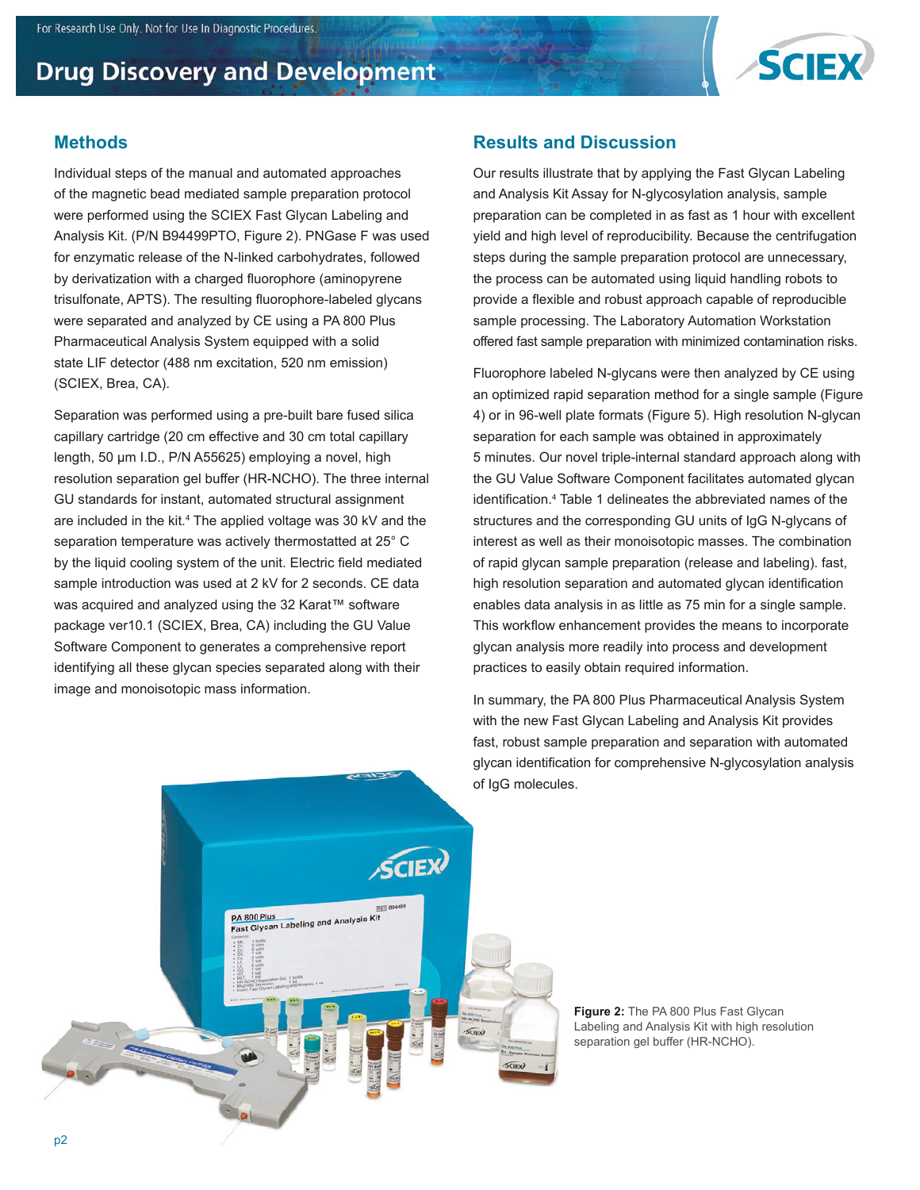## Methods

Individual steps of the manual and automated approaches of the magnetic bead mediated sample preparation protocol were performed using the SCIEX Fast Glycan Labeling and Analysis Kit. (P/N B94499PTO, Figure 2). PNGase F was used for enzymatic release of the N-linked carbohydrates, followed by derivatization with a charged fluorophore (aminopyrene trisulfonate, APTS). The resulting fluorophore-labeled glycans were separated and analyzed by CE using a PA 800 Plus Pharmaceutical Analysis System equipped with a solid state LIF detector (488 nm excitation, 520 nm emission) (SCIEX, Brea, CA).

Separation was performed using a pre-built bare fused silica capillary cartridge (20 cm effective and 30 cm total capillary length, 50 µm I.D., P/N A55625) employing a novel, high resolution separation gel buffer (HR-NCHO). The three internal GU standards for instant, automated structural assignment are included in the kit.[4] The applied voltage was 30 kV and the separation temperature was actively thermostatted at 25° C by the liquid cooling system of the unit. Electric field mediated sample introduction was used at 2 kV for 2 seconds. CE data was acquired and analyzed using the 32 Karat™ software package ver10.1 (SCIEX, Brea, CA) including the GU Value Software Component to generates a comprehensive report identifying all these glycan species separated along with their image and monoisotopic mass information.

## Results and Discussion

Our results illustrate that by applying the Fast Glycan Labeling and Analysis Kit Assay for N-glycosylation analysis, sample preparation can be completed in as fast as 1 hour with excellent yield and high level of reproducibility. Because the centrifugation steps during the sample preparation protocol are unnecessary, the process can be automated using liquid handling robots to provide a flexible and robust approach capable of reproducible sample processing. The Laboratory Automation Workstation offered fast sample preparation with minimized contamination risks.

Fluorophore labeled N-glycans were then analyzed by CE using an optimized rapid separation method for a single sample (Figure 4) or in 96-well plate formats (Figure 5). High resolution N-glycan separation for each sample was obtained in approximately 5 minutes. Our novel triple-internal standard approach along with the GU Value Software Component facilitates automated glycan identification.[4] Table 1 delineates the abbreviated names of the structures and the corresponding GU units of IgG N-glycans of interest as well as their monoisotopic masses. The combination of rapid glycan sample preparation (release and labeling). fast, high resolution separation and automated glycan identification enables data analysis in as little as 75 min for a single sample. This workflow enhancement provides the means to incorporate glycan analysis more readily into process and development practices to easily obtain required information.

In summary, the PA 800 Plus Pharmaceutical Analysis System with the new Fast Glycan Labeling and Analysis Kit provides fast, robust sample preparation and separation with automated glycan identification for comprehensive N-glycosylation analysis of IgG molecules.

**Figure 2:** The PA 800 Plus Fast Glycan Labeling and Analysis Kit with high resolution separation gel buffer (HR-NCHO).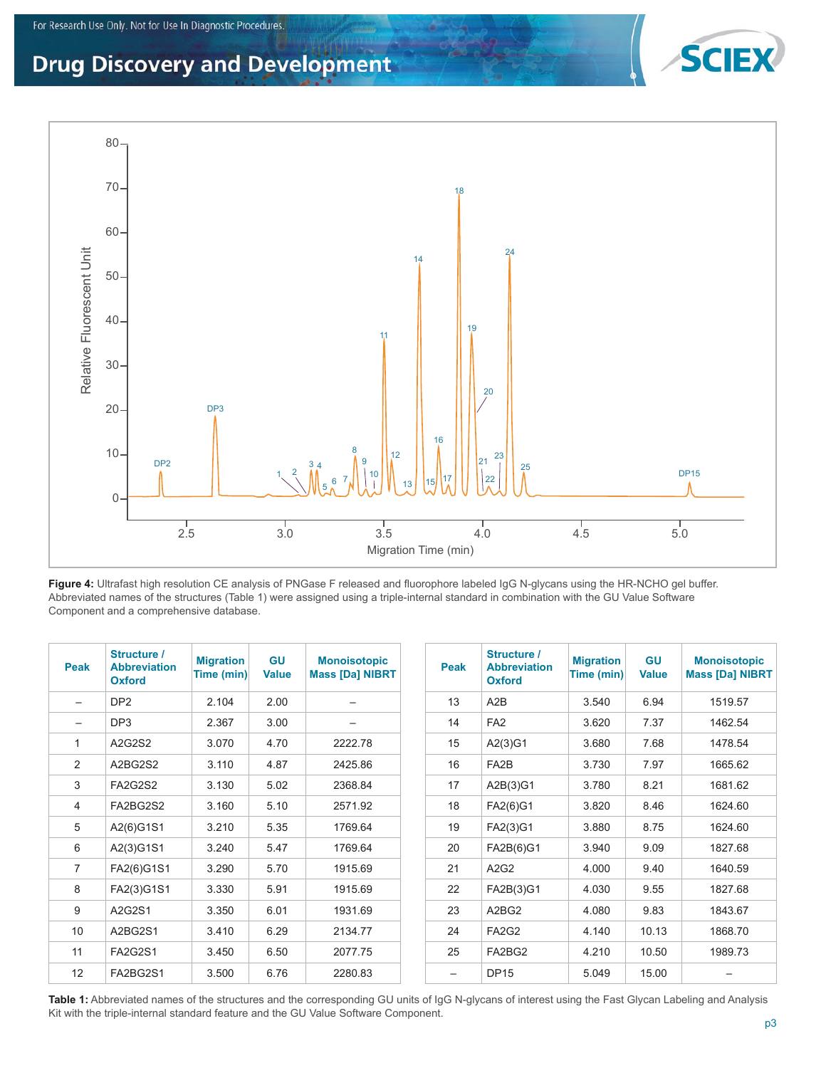**Figure 4:** Ultrafast high resolution CE analysis of PNGase F released and fluorophore labeled IgG N-glycans using the HR-NCHO gel buffer. Abbreviated names of the structures (Table 1) were assigned using a triple-internal standard in combination with the GU Value Software Component and a comprehensive database.

| Peak | Structure / Abbreviation Oxford | Migration Time (min) | GU Value | Monoisotopic Mass [Da] NIBRT |
|---|---|---|---|---|
| – | DP2 | 2.104 | 2.00 | – |
| – | DP3 | 2.367 | 3.00 | – |
| 1 | A2G2S2 | 3.070 | 4.70 | 2222.78 |
| 2 | A2BG2S2 | 3.110 | 4.87 | 2425.86 |
| 3 | FA2G2S2 | 3.130 | 5.02 | 2368.84 |
| 4 | FA2BG2S2 | 3.160 | 5.10 | 2571.92 |
| 5 | A2(6)G1S1 | 3.210 | 5.35 | 1769.64 |
| 6 | A2(3)G1S1 | 3.240 | 5.47 | 1769.64 |
| 7 | FA2(6)G1S1 | 3.290 | 5.70 | 1915.69 |
| 8 | FA2(3)G1S1 | 3.330 | 5.91 | 1915.69 |
| 9 | A2G2S1 | 3.350 | 6.01 | 1931.69 |
| 10 | A2BG2S1 | 3.410 | 6.29 | 2134.77 |
| 11 | FA2G2S1 | 3.450 | 6.50 | 2077.75 |
| 12 | FA2BG2S1 | 3.500 | 6.76 | 2280.83 |
| 13 | A2B | 3.540 | 6.94 | 1519.57 |
| 14 | FA2 | 3.620 | 7.37 | 1462.54 |
| 15 | A2(3)G1 | 3.680 | 7.68 | 1478.54 |
| 16 | FA2B | 3.730 | 7.97 | 1665.62 |
| 17 | A2B(3)G1 | 3.780 | 8.21 | 1681.62 |
| 18 | FA2(6)G1 | 3.820 | 8.46 | 1624.60 |
| 19 | FA2(3)G1 | 3.880 | 8.75 | 1624.60 |
| 20 | FA2B(6)G1 | 3.940 | 9.09 | 1827.68 |
| 21 | A2G2 | 4.000 | 9.40 | 1640.59 |
| 22 | FA2B(3)G1 | 4.030 | 9.55 | 1827.68 |
| 23 | A2BG2 | 4.080 | 9.83 | 1843.67 |
| 24 | FA2G2 | 4.140 | 10.13 | 1868.70 |
| 25 | FA2BG2 | 4.210 | 10.50 | 1989.73 |
| – | DP15 | 5.049 | 15.00 | – |

**Table 1:** Abbreviated names of the structures and the corresponding GU units of IgG N-glycans of interest using the Fast Glycan Labeling and Analysis Kit with the triple-internal standard feature and the GU Value Software Component.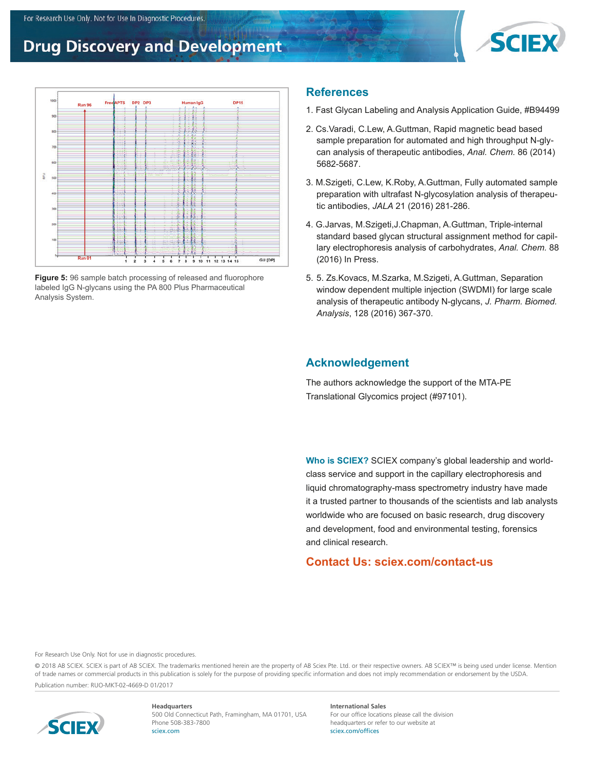Run 96

Free APTS DP2 DP3 Human IgG DP15

RFU

1000 900 800 700 600 500 400 300 200 100

Run 01

1 2 3 4 5 6 7 8 9 10 11 12 13 14 15 GU [DP]

**Figure 5:** 96 sample batch processing of released and fluorophore labeled IgG N-glycans using the PA 800 Plus Pharmaceutical Analysis System.

## References

1. Fast Glycan Labeling and Analysis Application Guide, #B94499
2. Cs.Varadi, C.Lew, A.Guttman, Rapid magnetic bead based sample preparation for automated and high throughput N-glycan analysis of therapeutic antibodies, *Anal. Chem.* 86 (2014) 5682-5687.
3. M.Szigeti, C.Lew, K.Roby, A.Guttman, Fully automated sample preparation with ultrafast N-glycosylation analysis of therapeutic antibodies, *JALA* 21 (2016) 281-286.
4. G.Jarvas, M.Szigeti,J.Chapman, A.Guttman, Triple-internal standard based glycan structural assignment method for capillary electrophoresis analysis of carbohydrates, *Anal. Chem.* 88 (2016) In Press.
5. 5. Zs.Kovacs, M.Szarka, M.Szigeti, A.Guttman, Separation window dependent multiple injection (SWDMI) for large scale analysis of therapeutic antibody N-glycans, *J. Pharm. Biomed. Analysis*, 128 (2016) 367-370.

## Acknowledgement

The authors acknowledge the support of the MTA-PE Translational Glycomics project (#97101).

**Who is SCIEX?** SCIEX company's global leadership and world-class service and support in the capillary electrophoresis and liquid chromatography-mass spectrometry industry have made it a trusted partner to thousands of the scientists and lab analysts worldwide who are focused on basic research, drug discovery and development, food and environmental testing, forensics and clinical research.

**Contact Us: sciex.com/contact-us**

For Research Use Only. Not for use in diagnostic procedures.

© 2018 AB SCIEX. SCIEX is part of AB SCIEX. The trademarks mentioned herein are the property of AB Sciex Pte. Ltd. or their respective owners. AB SCIEX™ is being used under license. Mention of trade names or commercial products in this publication is solely for the purpose of providing specific information and does not imply recommendation or endorsement by the USDA.

Publication number: RUO-MKT-02-4669-D 01/2017

**Headquarters**
500 Old Connecticut Path, Framingham, MA 01701, USA
Phone 508-383-7800
sciex.com

**International Sales**
For our office locations please call the division headquarters or refer to our website at
sciex.com/offices